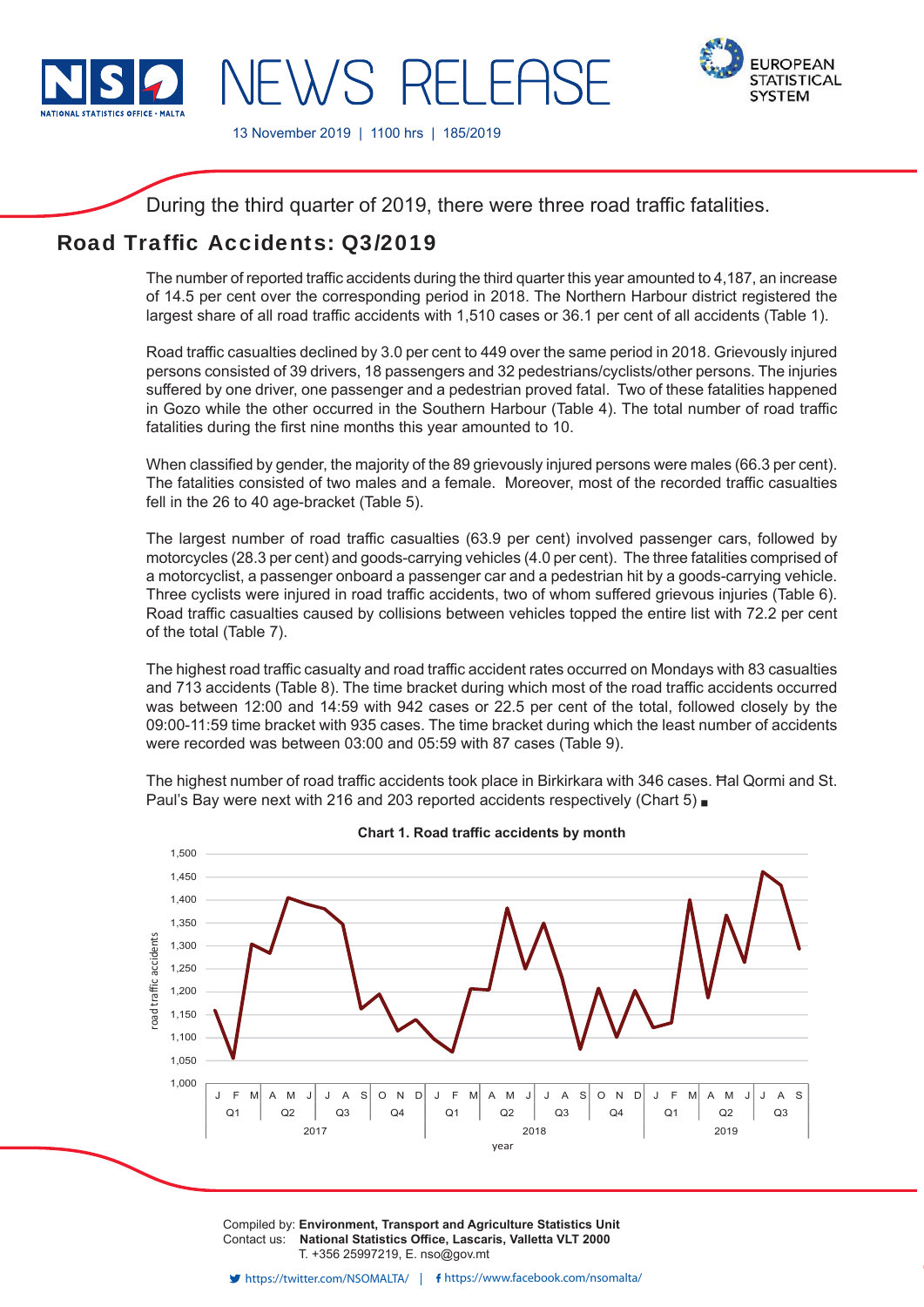# NEWS RELEASE

13 November 2019 | 1100 hrs | 185/2019

During the third quarter of 2019, there were three road traffic fatalities.

## Road Traffic Accidents: Q3/2019

The number of reported traffic accidents during the third quarter this year amounted to 4,187, an increase of 14.5 per cent over the corresponding period in 2018. The Northern Harbour district registered the largest share of all road traffic accidents with 1,510 cases or 36.1 per cent of all accidents (Table 1).

Road traffic casualties declined by 3.0 per cent to 449 over the same period in 2018. Grievously injured persons consisted of 39 drivers, 18 passengers and 32 pedestrians/cyclists/other persons. The injuries suffered by one driver, one passenger and a pedestrian proved fatal. Two of these fatalities happened in Gozo while the other occurred in the Southern Harbour (Table 4). The total number of road traffic fatalities during the first nine months this year amounted to 10.

When classified by gender, the majority of the 89 grievously injured persons were males (66.3 per cent). The fatalities consisted of two males and a female. Moreover, most of the recorded traffic casualties fell in the 26 to 40 age-bracket (Table 5).

The largest number of road traffic casualties (63.9 per cent) involved passenger cars, followed by motorcycles (28.3 per cent) and goods-carrying vehicles (4.0 per cent). The three fatalities comprised of a motorcyclist, a passenger onboard a passenger car and a pedestrian hit by a goods-carrying vehicle. Three cyclists were injured in road traffic accidents, two of whom suffered grievous injuries (Table 6). Road traffic casualties caused by collisions between vehicles topped the entire list with 72.2 per cent of the total (Table 7).

The highest road traffic casualty and road traffic accident rates occurred on Mondays with 83 casualties and 713 accidents (Table 8). The time bracket during which most of the road traffic accidents occurred was between 12:00 and 14:59 with 942 cases or 22.5 per cent of the total, followed closely by the 09:00-11:59 time bracket with 935 cases. The time bracket during which the least number of accidents were recorded was between 03:00 and 05:59 with 87 cases (Table 9).

The highest number of road traffic accidents took place in Birkirkara with 346 cases. Ħal Qormi and St. Paul's Bay were next with 216 and 203 reported accidents respectively (Chart 5) ▪

**Chart 1. Road traffic accidents by month**

Compiled by: **Environment, Transport and Agriculture Statistics Unit**
Contact us: **National Statistics Office, Lascaris, Valletta VLT 2000**
T. +356 25997219, E. nso@gov.mt

https://twitter.com/NSOMALTA/ | https://www.facebook.com/nsomalta/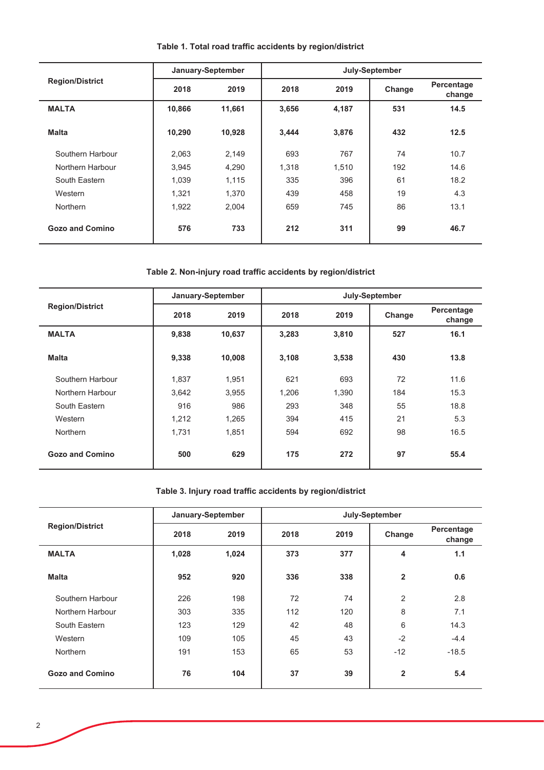**Table 1. Total road traffic accidents by region/district**

| Region/District | January-September | | July-September | | | |
|---|---|---|---|---|---|---|
| | 2018 | 2019 | 2018 | 2019 | Change | Percentage change |
| **MALTA** | **10,866** | **11,661** | **3,656** | **4,187** | **531** | **14.5** |
| **Malta** | **10,290** | **10,928** | **3,444** | **3,876** | **432** | **12.5** |
| Southern Harbour | 2,063 | 2,149 | 693 | 767 | 74 | 10.7 |
| Northern Harbour | 3,945 | 4,290 | 1,318 | 1,510 | 192 | 14.6 |
| South Eastern | 1,039 | 1,115 | 335 | 396 | 61 | 18.2 |
| Western | 1,321 | 1,370 | 439 | 458 | 19 | 4.3 |
| Northern | 1,922 | 2,004 | 659 | 745 | 86 | 13.1 |
| **Gozo and Comino** | **576** | **733** | **212** | **311** | **99** | **46.7** |

**Table 2. Non-injury road traffic accidents by region/district**

| Region/District | January-September | | July-September | | | |
|---|---|---|---|---|---|---|
| | 2018 | 2019 | 2018 | 2019 | Change | Percentage change |
| **MALTA** | **9,838** | **10,637** | **3,283** | **3,810** | **527** | **16.1** |
| **Malta** | **9,338** | **10,008** | **3,108** | **3,538** | **430** | **13.8** |
| Southern Harbour | 1,837 | 1,951 | 621 | 693 | 72 | 11.6 |
| Northern Harbour | 3,642 | 3,955 | 1,206 | 1,390 | 184 | 15.3 |
| South Eastern | 916 | 986 | 293 | 348 | 55 | 18.8 |
| Western | 1,212 | 1,265 | 394 | 415 | 21 | 5.3 |
| Northern | 1,731 | 1,851 | 594 | 692 | 98 | 16.5 |
| **Gozo and Comino** | **500** | **629** | **175** | **272** | **97** | **55.4** |

**Table 3. Injury road traffic accidents by region/district**

| Region/District | January-September | | July-September | | | |
|---|---|---|---|---|---|---|
| | 2018 | 2019 | 2018 | 2019 | Change | Percentage change |
| **MALTA** | **1,028** | **1,024** | **373** | **377** | **4** | **1.1** |
| **Malta** | **952** | **920** | **336** | **338** | **2** | **0.6** |
| Southern Harbour | 226 | 198 | 72 | 74 | 2 | 2.8 |
| Northern Harbour | 303 | 335 | 112 | 120 | 8 | 7.1 |
| South Eastern | 123 | 129 | 42 | 48 | 6 | 14.3 |
| Western | 109 | 105 | 45 | 43 | -2 | -4.4 |
| Northern | 191 | 153 | 65 | 53 | -12 | -18.5 |
| **Gozo and Comino** | **76** | **104** | **37** | **39** | **2** | **5.4** |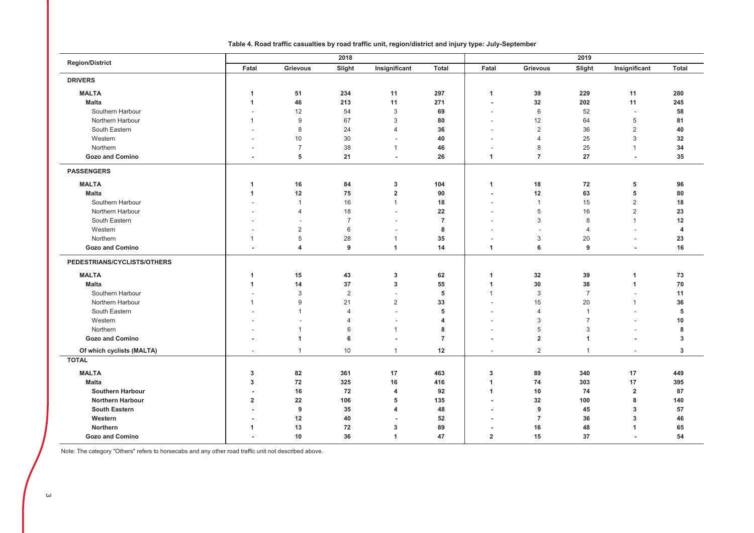**Table 4. Road traffic casualties by road traffic unit, region/district and injury type: July-September**

| Region/District | 2018 | | | | | 2019 | | | | |
|---|---|---|---|---|---|---|---|---|---|---|
| | Fatal | Grievous | Slight | Insignificant | Total | Fatal | Grievous | Slight | Insignificant | Total |
| **DRIVERS** | | | | | | | | | | |
| **MALTA** | **1** | **51** | **234** | **11** | **297** | **1** | **39** | **229** | **11** | **280** |
| **Malta** | **1** | **46** | **213** | **11** | **271** | **-** | **32** | **202** | **11** | **245** |
| Southern Harbour | - | 12 | 54 | 3 | **69** | - | 6 | 52 | - | **58** |
| Northern Harbour | 1 | 9 | 67 | 3 | **80** | - | 12 | 64 | 5 | **81** |
| South Eastern | - | 8 | 24 | 4 | **36** | - | 2 | 36 | 2 | **40** |
| Western | - | 10 | 30 | - | **40** | - | 4 | 25 | 3 | **32** |
| Northern | - | 7 | 38 | 1 | **46** | - | 8 | 25 | 1 | **34** |
| **Gozo and Comino** | **-** | **5** | **21** | **-** | **26** | **1** | **7** | **27** | **-** | **35** |
| **PASSENGERS** | | | | | | | | | | |
| **MALTA** | **1** | **16** | **84** | **3** | **104** | **1** | **18** | **72** | **5** | **96** |
| **Malta** | **1** | **12** | **75** | **2** | **90** | **-** | **12** | **63** | **5** | **80** |
| Southern Harbour | - | 1 | 16 | 1 | **18** | - | 1 | 15 | 2 | **18** |
| Northern Harbour | - | 4 | 18 | - | **22** | - | 5 | 16 | 2 | **23** |
| South Eastern | - | - | 7 | - | **7** | - | 3 | 8 | 1 | **12** |
| Western | - | 2 | 6 | - | **8** | - | - | 4 | - | **4** |
| Northern | 1 | 5 | 28 | 1 | **35** | - | 3 | 20 | - | **23** |
| **Gozo and Comino** | **-** | **4** | **9** | **1** | **14** | **1** | **6** | **9** | **-** | **16** |
| **PEDESTRIANS/CYCLISTS/OTHERS** | | | | | | | | | | |
| **MALTA** | **1** | **15** | **43** | **3** | **62** | **1** | **32** | **39** | **1** | **73** |
| **Malta** | **1** | **14** | **37** | **3** | **55** | **1** | **30** | **38** | **1** | **70** |
| Southern Harbour | - | 3 | 2 | - | **5** | 1 | 3 | 7 | - | **11** |
| Northern Harbour | 1 | 9 | 21 | 2 | **33** | - | 15 | 20 | 1 | **36** |
| South Eastern | - | 1 | 4 | - | **5** | - | 4 | 1 | - | **5** |
| Western | - | - | 4 | - | **4** | - | 3 | 7 | - | **10** |
| Northern | - | 1 | 6 | 1 | **8** | - | 5 | 3 | - | **8** |
| **Gozo and Comino** | **-** | **1** | **6** | **-** | **7** | **-** | **2** | **1** | **-** | **3** |
| **Of which cyclists (MALTA)** | - | 1 | 10 | 1 | **12** | - | 2 | 1 | - | **3** |
| **TOTAL** | | | | | | | | | | |
| **MALTA** | **3** | **82** | **361** | **17** | **463** | **3** | **89** | **340** | **17** | **449** |
| **Malta** | **3** | **72** | **325** | **16** | **416** | **1** | **74** | **303** | **17** | **395** |
| **Southern Harbour** | **-** | **16** | **72** | **4** | **92** | **1** | **10** | **74** | **2** | **87** |
| **Northern Harbour** | **2** | **22** | **106** | **5** | **135** | **-** | **32** | **100** | **8** | **140** |
| **South Eastern** | **-** | **9** | **35** | **4** | **48** | **-** | **9** | **45** | **3** | **57** |
| **Western** | **-** | **12** | **40** | **-** | **52** | **-** | **7** | **36** | **3** | **46** |
| **Northern** | **1** | **13** | **72** | **3** | **89** | **-** | **16** | **48** | **1** | **65** |
| **Gozo and Comino** | **-** | **10** | **36** | **1** | **47** | **2** | **15** | **37** | **-** | **54** |

Note: The category "Others" refers to horsecabs and any other road traffic unit not described above.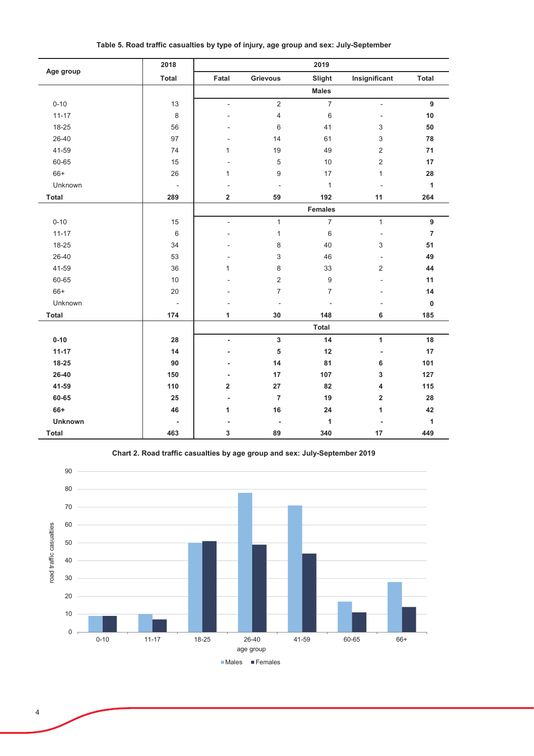**Table 5. Road traffic casualties by type of injury, age group and sex: July-September**

| Age group | 2018 | 2019 | | | | |
|---|---|---|---|---|---|---|
| | Total | Fatal | Grievous | Slight | Insignificant | Total |
| | | **Males** | | | | |
| 0-10 | 13 | - | 2 | 7 | - | **9** |
| 11-17 | 8 | - | 4 | 6 | - | **10** |
| 18-25 | 56 | - | 6 | 41 | 3 | **50** |
| 26-40 | 97 | - | 14 | 61 | 3 | **78** |
| 41-59 | 74 | 1 | 19 | 49 | 2 | **71** |
| 60-65 | 15 | - | 5 | 10 | 2 | **17** |
| 66+ | 26 | 1 | 9 | 17 | 1 | **28** |
| Unknown | - | - | - | 1 | - | **1** |
| **Total** | **289** | **2** | **59** | **192** | **11** | **264** |
| | | **Females** | | | | |
| 0-10 | 15 | - | 1 | 7 | 1 | **9** |
| 11-17 | 6 | - | 1 | 6 | - | **7** |
| 18-25 | 34 | - | 8 | 40 | 3 | **51** |
| 26-40 | 53 | - | 3 | 46 | - | **49** |
| 41-59 | 36 | 1 | 8 | 33 | 2 | **44** |
| 60-65 | 10 | - | 2 | 9 | - | **11** |
| 66+ | 20 | - | 7 | 7 | - | **14** |
| Unknown | - | - | - | - | - | **0** |
| **Total** | **174** | **1** | **30** | **148** | **6** | **185** |
| | | **Total** | | | | |
| **0-10** | **28** | **-** | **3** | **14** | **1** | **18** |
| **11-17** | **14** | **-** | **5** | **12** | **-** | **17** |
| **18-25** | **90** | **-** | **14** | **81** | **6** | **101** |
| **26-40** | **150** | **-** | **17** | **107** | **3** | **127** |
| **41-59** | **110** | **2** | **27** | **82** | **4** | **115** |
| **60-65** | **25** | **-** | **7** | **19** | **2** | **28** |
| **66+** | **46** | **1** | **16** | **24** | **1** | **42** |
| **Unknown** | **-** | **-** | **-** | **1** | **-** | **1** |
| **Total** | **463** | **3** | **89** | **340** | **17** | **449** |

**Chart 2. Road traffic casualties by age group and sex: July-September 2019**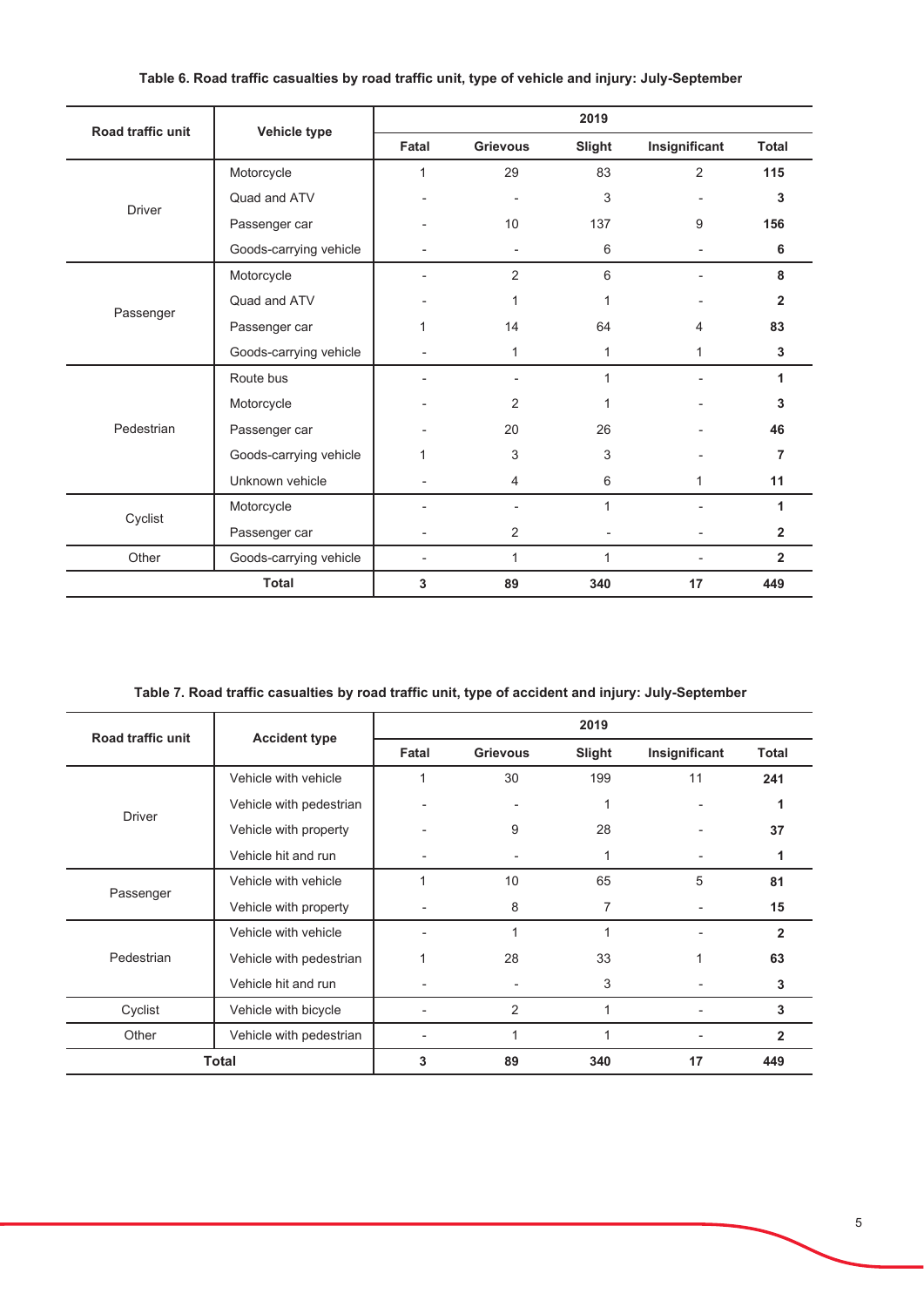**Table 6. Road traffic casualties by road traffic unit, type of vehicle and injury: July-September**

| Road traffic unit | Vehicle type | 2019 | | | | |
|---|---|---|---|---|---|---|
| | | Fatal | Grievous | Slight | Insignificant | Total |
| Driver | Motorcycle | 1 | 29 | 83 | 2 | **115** |
| | Quad and ATV | - | - | 3 | - | **3** |
| | Passenger car | - | 10 | 137 | 9 | **156** |
| | Goods-carrying vehicle | - | - | 6 | - | **6** |
| Passenger | Motorcycle | - | 2 | 6 | - | **8** |
| | Quad and ATV | - | 1 | 1 | - | **2** |
| | Passenger car | 1 | 14 | 64 | 4 | **83** |
| | Goods-carrying vehicle | - | 1 | 1 | 1 | **3** |
| Pedestrian | Route bus | - | - | 1 | - | **1** |
| | Motorcycle | - | 2 | 1 | - | **3** |
| | Passenger car | - | 20 | 26 | - | **46** |
| | Goods-carrying vehicle | 1 | 3 | 3 | - | **7** |
| | Unknown vehicle | - | 4 | 6 | 1 | **11** |
| Cyclist | Motorcycle | - | - | 1 | - | **1** |
| | Passenger car | - | 2 | - | - | **2** |
| Other | Goods-carrying vehicle | - | 1 | 1 | - | **2** |
| **Total** | | **3** | **89** | **340** | **17** | **449** |

**Table 7. Road traffic casualties by road traffic unit, type of accident and injury: July-September**

| Road traffic unit | Accident type | 2019 | | | | |
|---|---|---|---|---|---|---|
| | | Fatal | Grievous | Slight | Insignificant | Total |
| Driver | Vehicle with vehicle | 1 | 30 | 199 | 11 | **241** |
| | Vehicle with pedestrian | - | - | 1 | - | **1** |
| | Vehicle with property | - | 9 | 28 | - | **37** |
| | Vehicle hit and run | - | - | 1 | - | **1** |
| Passenger | Vehicle with vehicle | 1 | 10 | 65 | 5 | **81** |
| | Vehicle with property | - | 8 | 7 | - | **15** |
| Pedestrian | Vehicle with vehicle | - | 1 | 1 | - | **2** |
| | Vehicle with pedestrian | 1 | 28 | 33 | 1 | **63** |
| | Vehicle hit and run | - | - | 3 | - | **3** |
| Cyclist | Vehicle with bicycle | - | 2 | 1 | - | **3** |
| Other | Vehicle with pedestrian | - | 1 | 1 | - | **2** |
| **Total** | | **3** | **89** | **340** | **17** | **449** |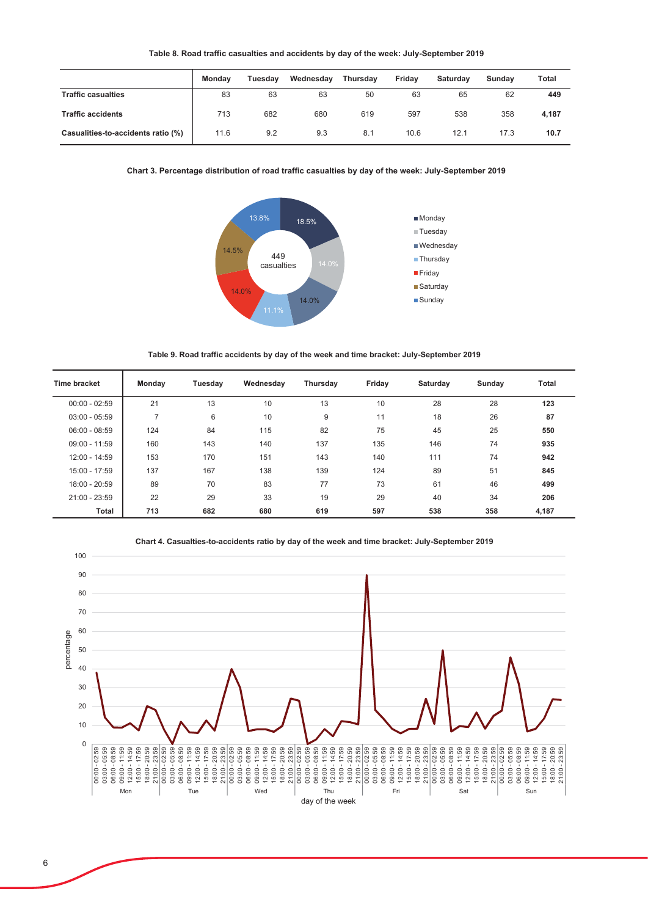**Table 8. Road traffic casualties and accidents by day of the week: July-September 2019**

| | Monday | Tuesday | Wednesday | Thursday | Friday | Saturday | Sunday | Total |
|---|---|---|---|---|---|---|---|---|
| **Traffic casualties** | 83 | 63 | 63 | 50 | 63 | 65 | 62 | **449** |
| **Traffic accidents** | 713 | 682 | 680 | 619 | 597 | 538 | 358 | **4,187** |
| **Casualties-to-accidents ratio (%)** | 11.6 | 9.2 | 9.3 | 8.1 | 10.6 | 12.1 | 17.3 | **10.7** |

**Chart 3. Percentage distribution of road traffic casualties by day of the week: July-September 2019**

449 casualties

- Monday: 18.5%
- Tuesday: 14.0%
- Wednesday: 14.0%
- Thursday: 11.1%
- Friday: 14.0%
- Saturday: 14.5%
- Sunday: 13.8%

**Table 9. Road traffic accidents by day of the week and time bracket: July-September 2019**

| Time bracket | Monday | Tuesday | Wednesday | Thursday | Friday | Saturday | Sunday | Total |
|---|---|---|---|---|---|---|---|---|
| 00:00 - 02:59 | 21 | 13 | 10 | 13 | 10 | 28 | 28 | **123** |
| 03:00 - 05:59 | 7 | 6 | 10 | 9 | 11 | 18 | 26 | **87** |
| 06:00 - 08:59 | 124 | 84 | 115 | 82 | 75 | 45 | 25 | **550** |
| 09:00 - 11:59 | 160 | 143 | 140 | 137 | 135 | 146 | 74 | **935** |
| 12:00 - 14:59 | 153 | 170 | 151 | 143 | 140 | 111 | 74 | **942** |
| 15:00 - 17:59 | 137 | 167 | 138 | 139 | 124 | 89 | 51 | **845** |
| 18:00 - 20:59 | 89 | 70 | 83 | 77 | 73 | 61 | 46 | **499** |
| 21:00 - 23:59 | 22 | 29 | 33 | 19 | 29 | 40 | 34 | **206** |
| **Total** | **713** | **682** | **680** | **619** | **597** | **538** | **358** | **4,187** |

**Chart 4. Casualties-to-accidents ratio by day of the week and time bracket: July-September 2019**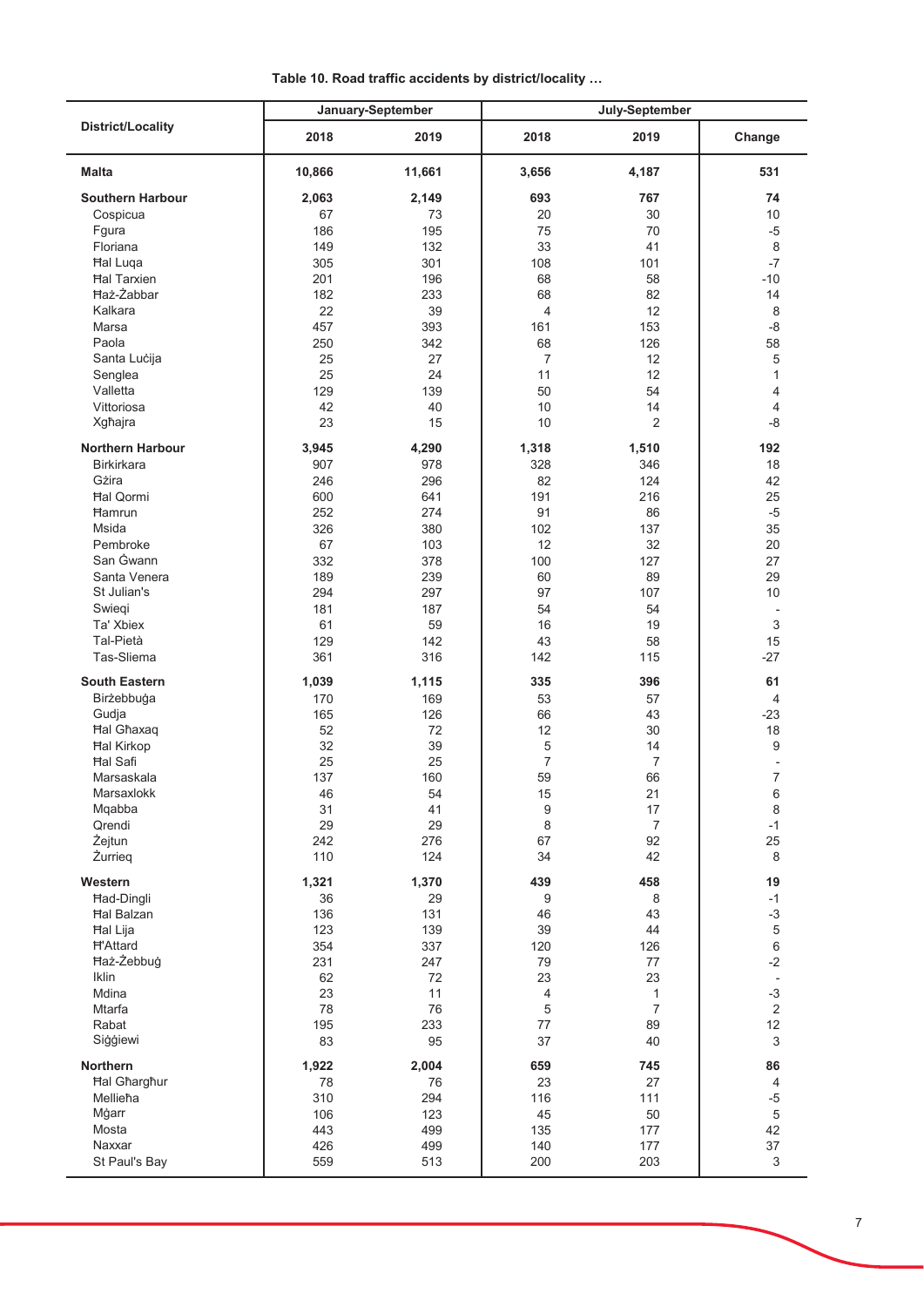**Table 10. Road traffic accidents by district/locality …**

| District/Locality | January-September | | July-September | | |
|---|---|---|---|---|---|
| | 2018 | 2019 | 2018 | 2019 | Change |
| **Malta** | **10,866** | **11,661** | **3,656** | **4,187** | **531** |
| **Southern Harbour** | **2,063** | **2,149** | **693** | **767** | **74** |
| Cospicua | 67 | 73 | 20 | 30 | 10 |
| Fgura | 186 | 195 | 75 | 70 | -5 |
| Floriana | 149 | 132 | 33 | 41 | 8 |
| Ħal Luqa | 305 | 301 | 108 | 101 | -7 |
| Ħal Tarxien | 201 | 196 | 68 | 58 | -10 |
| Ħaż-Żabbar | 182 | 233 | 68 | 82 | 14 |
| Kalkara | 22 | 39 | 4 | 12 | 8 |
| Marsa | 457 | 393 | 161 | 153 | -8 |
| Paola | 250 | 342 | 68 | 126 | 58 |
| Santa Luċija | 25 | 27 | 7 | 12 | 5 |
| Senglea | 25 | 24 | 11 | 12 | 1 |
| Valletta | 129 | 139 | 50 | 54 | 4 |
| Vittoriosa | 42 | 40 | 10 | 14 | 4 |
| Xgħajra | 23 | 15 | 10 | 2 | -8 |
| **Northern Harbour** | **3,945** | **4,290** | **1,318** | **1,510** | **192** |
| Birkirkara | 907 | 978 | 328 | 346 | 18 |
| Gżira | 246 | 296 | 82 | 124 | 42 |
| Ħal Qormi | 600 | 641 | 191 | 216 | 25 |
| Ħamrun | 252 | 274 | 91 | 86 | -5 |
| Msida | 326 | 380 | 102 | 137 | 35 |
| Pembroke | 67 | 103 | 12 | 32 | 20 |
| San Ġwann | 332 | 378 | 100 | 127 | 27 |
| Santa Venera | 189 | 239 | 60 | 89 | 29 |
| St Julian's | 294 | 297 | 97 | 107 | 10 |
| Swieqi | 181 | 187 | 54 | 54 | - |
| Ta' Xbiex | 61 | 59 | 16 | 19 | 3 |
| Tal-Pietà | 129 | 142 | 43 | 58 | 15 |
| Tas-Sliema | 361 | 316 | 142 | 115 | -27 |
| **South Eastern** | **1,039** | **1,115** | **335** | **396** | **61** |
| Birżebbuġa | 170 | 169 | 53 | 57 | 4 |
| Gudja | 165 | 126 | 66 | 43 | -23 |
| Ħal Għaxaq | 52 | 72 | 12 | 30 | 18 |
| Ħal Kirkop | 32 | 39 | 5 | 14 | 9 |
| Ħal Safi | 25 | 25 | 7 | 7 | - |
| Marsaskala | 137 | 160 | 59 | 66 | 7 |
| Marsaxlokk | 46 | 54 | 15 | 21 | 6 |
| Mqabba | 31 | 41 | 9 | 17 | 8 |
| Qrendi | 29 | 29 | 8 | 7 | -1 |
| Żejtun | 242 | 276 | 67 | 92 | 25 |
| Żurrieq | 110 | 124 | 34 | 42 | 8 |
| **Western** | **1,321** | **1,370** | **439** | **458** | **19** |
| Ħad-Dingli | 36 | 29 | 9 | 8 | -1 |
| Ħal Balzan | 136 | 131 | 46 | 43 | -3 |
| Ħal Lija | 123 | 139 | 39 | 44 | 5 |
| Ħ'Attard | 354 | 337 | 120 | 126 | 6 |
| Ħaż-Żebbuġ | 231 | 247 | 79 | 77 | -2 |
| Iklin | 62 | 72 | 23 | 23 | - |
| Mdina | 23 | 11 | 4 | 1 | -3 |
| Mtarfa | 78 | 76 | 5 | 7 | 2 |
| Rabat | 195 | 233 | 77 | 89 | 12 |
| Siġġiewi | 83 | 95 | 37 | 40 | 3 |
| **Northern** | **1,922** | **2,004** | **659** | **745** | **86** |
| Ħal Għargħur | 78 | 76 | 23 | 27 | 4 |
| Mellieħa | 310 | 294 | 116 | 111 | -5 |
| Mġarr | 106 | 123 | 45 | 50 | 5 |
| Mosta | 443 | 499 | 135 | 177 | 42 |
| Naxxar | 426 | 499 | 140 | 177 | 37 |
| St Paul's Bay | 559 | 513 | 200 | 203 | 3 |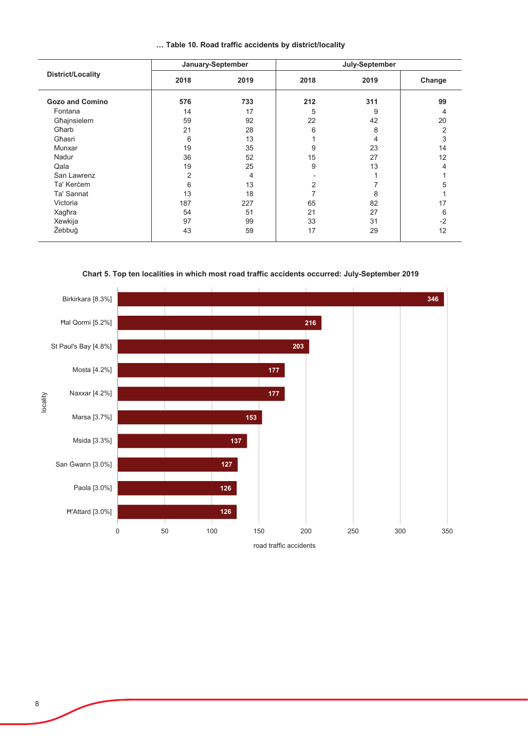… Table 10. Road traffic accidents by district/locality

| District/Locality | January-September | | July-September | | |
|---|---|---|---|---|---|
| | 2018 | 2019 | 2018 | 2019 | Change |
| **Gozo and Comino** | **576** | **733** | **212** | **311** | **99** |
| Fontana | 14 | 17 | 5 | 9 | 4 |
| Għajnsielem | 59 | 92 | 22 | 42 | 20 |
| Għarb | 21 | 28 | 6 | 8 | 2 |
| Għasri | 6 | 13 | 1 | 4 | 3 |
| Munxar | 19 | 35 | 9 | 23 | 14 |
| Nadur | 36 | 52 | 15 | 27 | 12 |
| Qala | 19 | 25 | 9 | 13 | 4 |
| San Lawrenz | 2 | 4 | - | 1 | 1 |
| Ta' Kerċem | 6 | 13 | 2 | 7 | 5 |
| Ta' Sannat | 13 | 18 | 7 | 8 | 1 |
| Victoria | 187 | 227 | 65 | 82 | 17 |
| Xagħra | 54 | 51 | 21 | 27 | 6 |
| Xewkija | 97 | 99 | 33 | 31 | -2 |
| Żebbuġ | 43 | 59 | 17 | 29 | 12 |

**Chart 5. Top ten localities in which most road traffic accidents occurred: July-September 2019**

| locality | road traffic accidents |
|---|---|
| Birkirkara [8.3%] | 346 |
| Ħal Qormi [5.2%] | 216 |
| St Paul's Bay [4.8%] | 203 |
| Mosta [4.2%] | 177 |
| Naxxar [4.2%] | 177 |
| Marsa [3.7%] | 153 |
| Msida [3.3%] | 137 |
| San Ġwann [3.0%] | 127 |
| Paola [3.0%] | 126 |
| Ħ'Attard [3.0%] | 126 |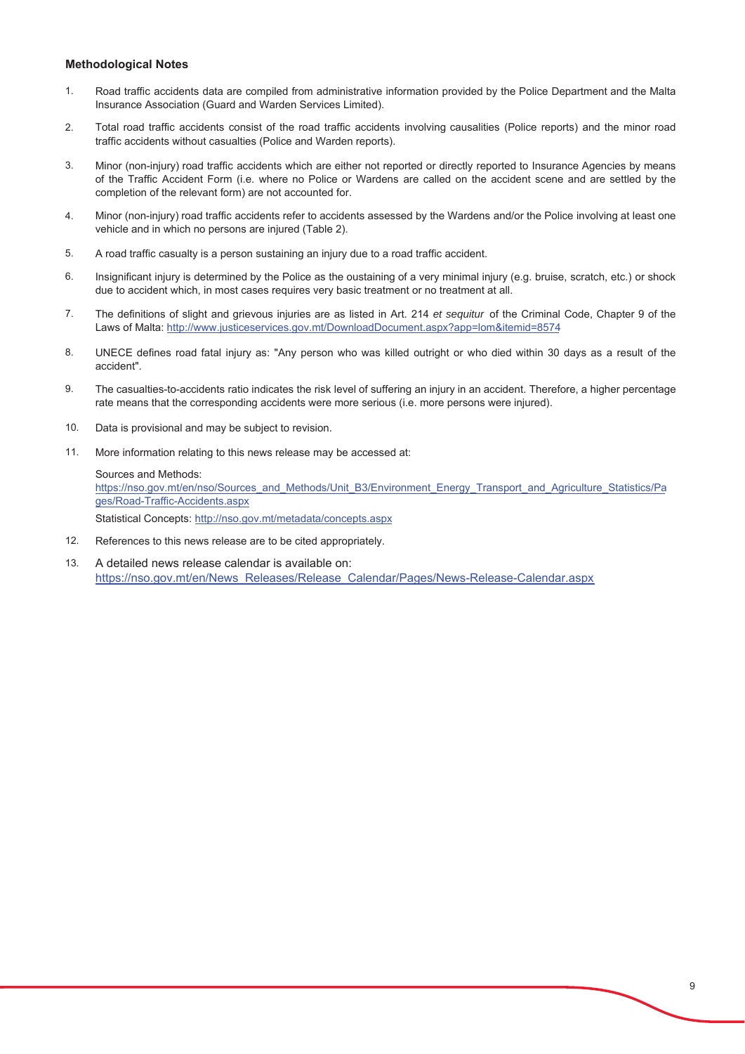**Methodological Notes**

1. Road traffic accidents data are compiled from administrative information provided by the Police Department and the Malta Insurance Association (Guard and Warden Services Limited).

2. Total road traffic accidents consist of the road traffic accidents involving causalities (Police reports) and the minor road traffic accidents without casualties (Police and Warden reports).

3. Minor (non-injury) road traffic accidents which are either not reported or directly reported to Insurance Agencies by means of the Traffic Accident Form (i.e. where no Police or Wardens are called on the accident scene and are settled by the completion of the relevant form) are not accounted for.

4. Minor (non-injury) road traffic accidents refer to accidents assessed by the Wardens and/or the Police involving at least one vehicle and in which no persons are injured (Table 2).

5. A road traffic casualty is a person sustaining an injury due to a road traffic accident.

6. Insignificant injury is determined by the Police as the oustaining of a very minimal injury (e.g. bruise, scratch, etc.) or shock due to accident which, in most cases requires very basic treatment or no treatment at all.

7. The definitions of slight and grievous injuries are as listed in Art. 214 *et sequitur* of the Criminal Code, Chapter 9 of the Laws of Malta: http://www.justiceservices.gov.mt/DownloadDocument.aspx?app=lom&itemid=8574

8. UNECE defines road fatal injury as: "Any person who was killed outright or who died within 30 days as a result of the accident".

9. The casualties-to-accidents ratio indicates the risk level of suffering an injury in an accident. Therefore, a higher percentage rate means that the corresponding accidents were more serious (i.e. more persons were injured).

10. Data is provisional and may be subject to revision.

11. More information relating to this news release may be accessed at:

    Sources and Methods:
    https://nso.gov.mt/en/nso/Sources_and_Methods/Unit_B3/Environment_Energy_Transport_and_Agriculture_Statistics/Pages/Road-Traffic-Accidents.aspx

    Statistical Concepts: http://nso.gov.mt/metadata/concepts.aspx

12. References to this news release are to be cited appropriately.

13. A detailed news release calendar is available on:
    https://nso.gov.mt/en/News_Releases/Release_Calendar/Pages/News-Release-Calendar.aspx